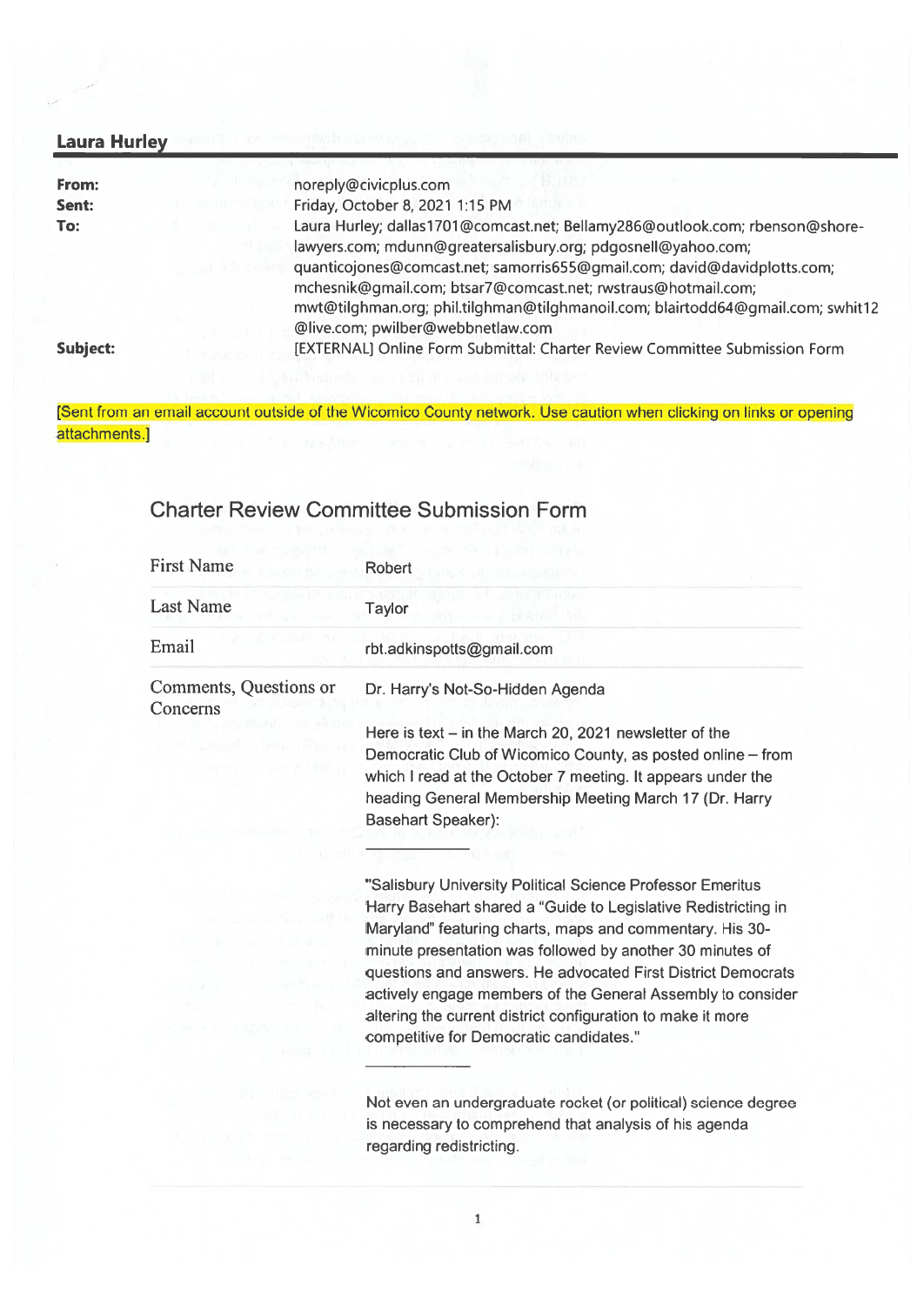**Laura Hurley**

| | |
|---|---|
| **From:** | noreply@civicplus.com |
| **Sent:** | Friday, October 8, 2021 1:15 PM |
| **To:** | Laura Hurley; dallas1701@comcast.net; Bellamy286@outlook.com; rbenson@shore-lawyers.com; mdunn@greatersalisbury.org; pdgosnell@yahoo.com; quanticojones@comcast.net; samorris655@gmail.com; david@davidplotts.com; mchesnik@gmail.com; btsar7@comcast.net; rwstraus@hotmail.com; mwt@tilghman.org; phil.tilghman@tilghmanoil.com; blairtodd64@gmail.com; swhit12@live.com; pwilber@webbnetlaw.com |
| **Subject:** | [EXTERNAL] Online Form Submittal: Charter Review Committee Submission Form |

[Sent from an email account outside of the Wicomico County network. Use caution when clicking on links or opening attachments.]

## Charter Review Committee Submission Form

| | |
|---|---|
| First Name | Robert |
| Last Name | Taylor |
| Email | rbt.adkinspotts@gmail.com |
| Comments, Questions or Concerns | Dr. Harry's Not-So-Hidden Agenda |

Here is text – in the March 20, 2021 newsletter of the Democratic Club of Wicomico County, as posted online – from which I read at the October 7 meeting. It appears under the heading General Membership Meeting March 17 (Dr. Harry Basehart Speaker):

---

"Salisbury University Political Science Professor Emeritus Harry Basehart shared a "Guide to Legislative Redistricting in Maryland" featuring charts, maps and commentary. His 30-minute presentation was followed by another 30 minutes of questions and answers. He advocated First District Democrats actively engage members of the General Assembly to consider altering the current district configuration to make it more competitive for Democratic candidates."

---

Not even an undergraduate rocket (or political) science degree is necessary to comprehend that analysis of his agenda regarding redistricting.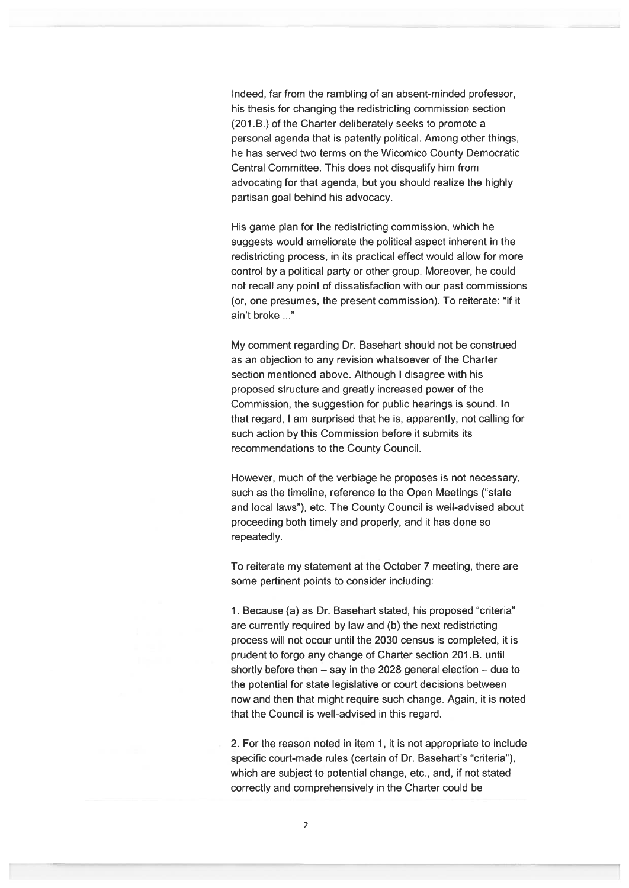Indeed, far from the rambling of an absent-minded professor, his thesis for changing the redistricting commission section (201.B.) of the Charter deliberately seeks to promote a personal agenda that is patently political. Among other things, he has served two terms on the Wicomico County Democratic Central Committee. This does not disqualify him from advocating for that agenda, but you should realize the highly partisan goal behind his advocacy.

His game plan for the redistricting commission, which he suggests would ameliorate the political aspect inherent in the redistricting process, in its practical effect would allow for more control by a political party or other group. Moreover, he could not recall any point of dissatisfaction with our past commissions (or, one presumes, the present commission). To reiterate: "if it ain't broke ..."

My comment regarding Dr. Basehart should not be construed as an objection to any revision whatsoever of the Charter section mentioned above. Although I disagree with his proposed structure and greatly increased power of the Commission, the suggestion for public hearings is sound. In that regard, I am surprised that he is, apparently, not calling for such action by this Commission before it submits its recommendations to the County Council.

However, much of the verbiage he proposes is not necessary, such as the timeline, reference to the Open Meetings ("state and local laws"), etc. The County Council is well-advised about proceeding both timely and properly, and it has done so repeatedly.

To reiterate my statement at the October 7 meeting, there are some pertinent points to consider including:

1. Because (a) as Dr. Basehart stated, his proposed "criteria" are currently required by law and (b) the next redistricting process will not occur until the 2030 census is completed, it is prudent to forgo any change of Charter section 201.B. until shortly before then – say in the 2028 general election – due to the potential for state legislative or court decisions between now and then that might require such change. Again, it is noted that the Council is well-advised in this regard.

2. For the reason noted in item 1, it is not appropriate to include specific court-made rules (certain of Dr. Basehart's "criteria"), which are subject to potential change, etc., and, if not stated correctly and comprehensively in the Charter could be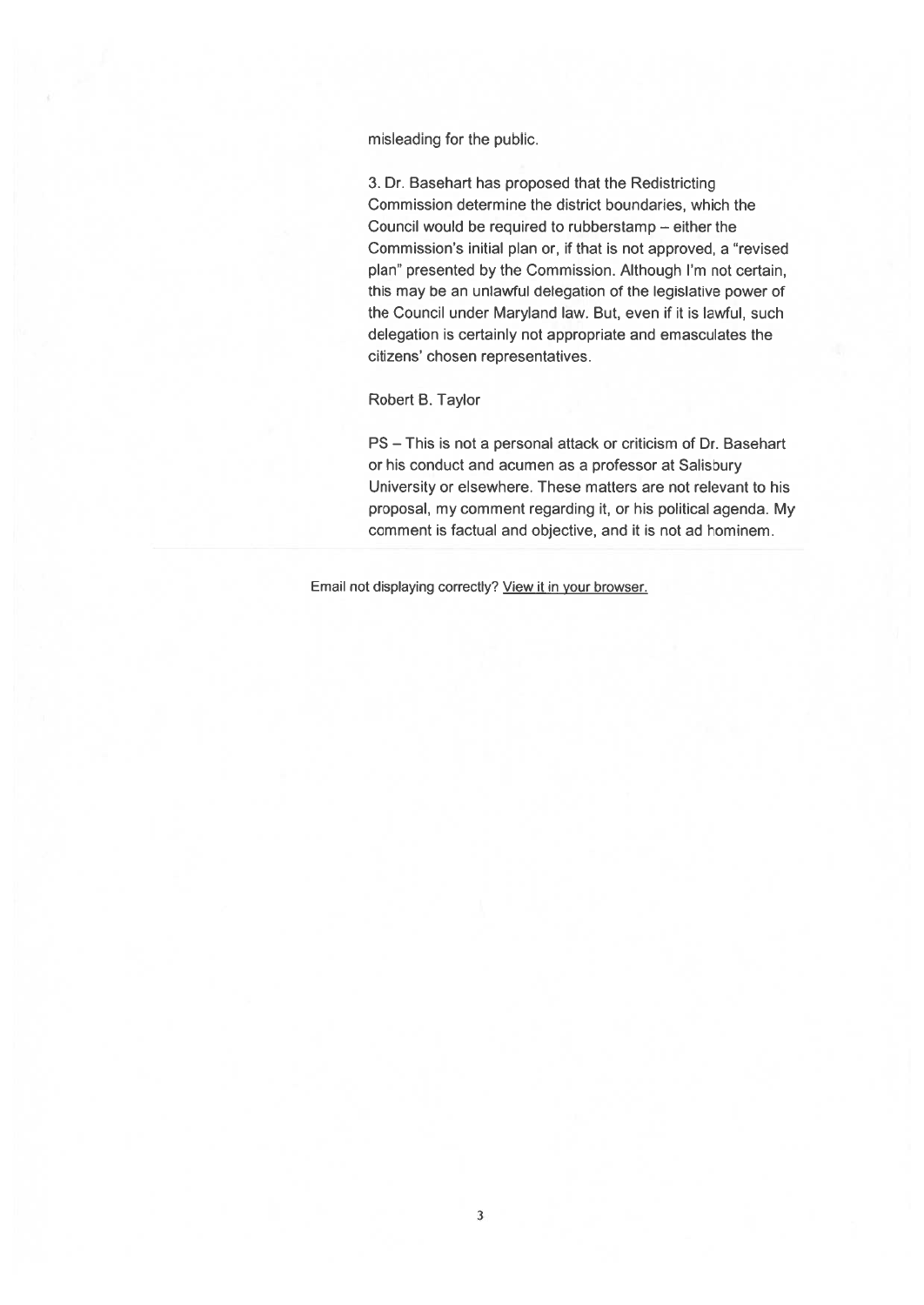misleading for the public.

3. Dr. Basehart has proposed that the Redistricting Commission determine the district boundaries, which the Council would be required to rubberstamp – either the Commission's initial plan or, if that is not approved, a "revised plan" presented by the Commission. Although I'm not certain, this may be an unlawful delegation of the legislative power of the Council under Maryland law. But, even if it is lawful, such delegation is certainly not appropriate and emasculates the citizens' chosen representatives.

Robert B. Taylor

PS – This is not a personal attack or criticism of Dr. Basehart or his conduct and acumen as a professor at Salisbury University or elsewhere. These matters are not relevant to his proposal, my comment regarding it, or his political agenda. My comment is factual and objective, and it is not ad hominem.

---

Email not displaying correctly? View it in your browser.